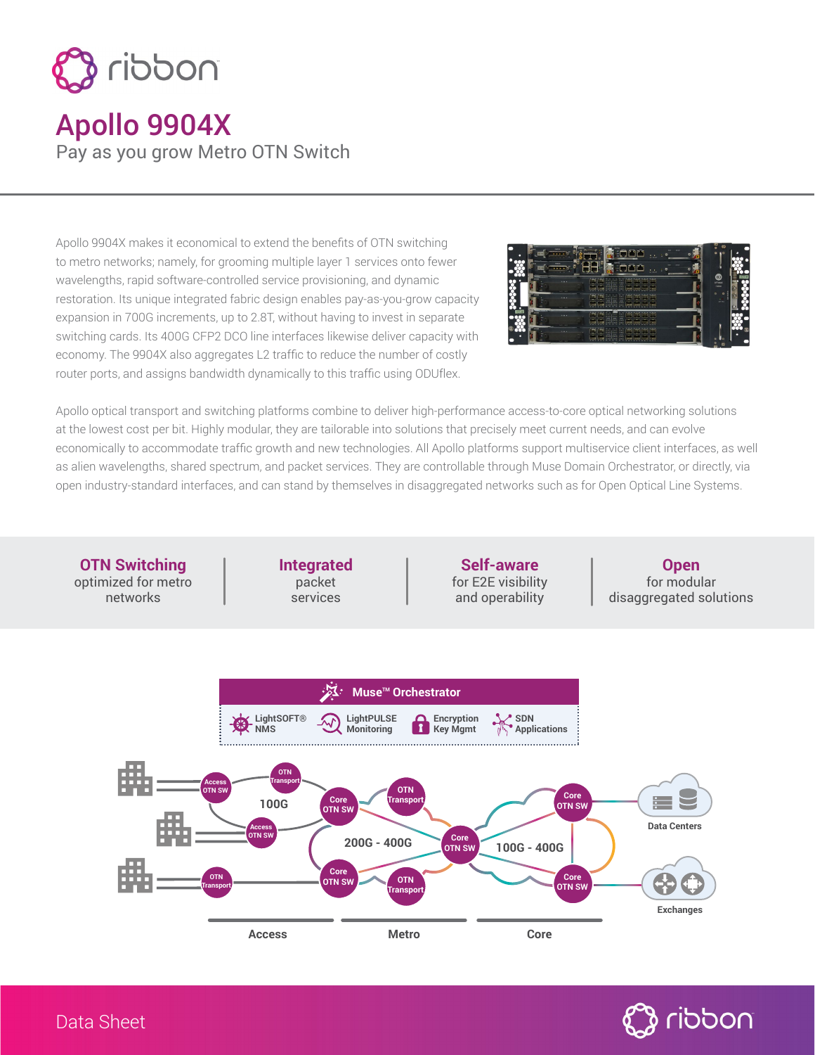# Apollo 9904X

Pay as you grow Metro OTN Switch

Apollo 9904X makes it economical to extend the benefits of OTN switching to metro networks; namely, for grooming multiple layer 1 services onto fewer wavelengths, rapid software-controlled service provisioning, and dynamic restoration. Its unique integrated fabric design enables pay-as-you-grow capacity expansion in 700G increments, up to 2.8T, without having to invest in separate switching cards. Its 400G CFP2 DCO line interfaces likewise deliver capacity with economy. The 9904X also aggregates L2 traffic to reduce the number of costly router ports, and assigns bandwidth dynamically to this traffic using ODUflex.

Apollo optical transport and switching platforms combine to deliver high-performance access-to-core optical networking solutions at the lowest cost per bit. Highly modular, they are tailorable into solutions that precisely meet current needs, and can evolve economically to accommodate traffic growth and new technologies. All Apollo platforms support multiservice client interfaces, as well as alien wavelengths, shared spectrum, and packet services. They are controllable through Muse Domain Orchestrator, or directly, via open industry-standard interfaces, and can stand by themselves in disaggregated networks such as for Open Optical Line Systems.

**OTN Switching** optimized for metro networks | **Integrated** packet services | **Self-aware** for E2E visibility and operability | **Open** for modular disaggregated solutions

Data Sheet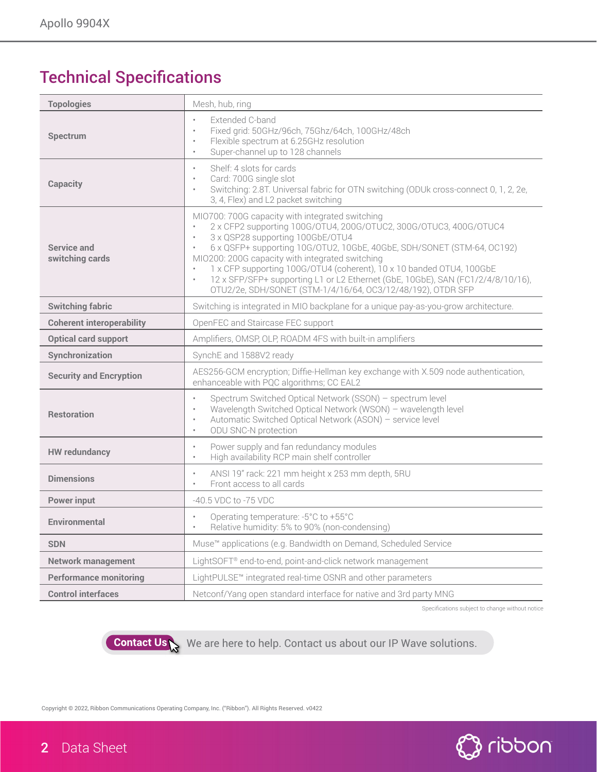## Technical Specifications

| | |
|---|---|
| **Topologies** | Mesh, hub, ring |
| **Spectrum** | • Extended C-band<br>• Fixed grid: 50GHz/96ch, 75Ghz/64ch, 100GHz/48ch<br>• Flexible spectrum at 6.25GHz resolution<br>• Super-channel up to 128 channels |
| **Capacity** | • Shelf: 4 slots for cards<br>• Card: 700G single slot<br>• Switching: 2.8T. Universal fabric for OTN switching (ODUk cross-connect 0, 1, 2, 2e, 3, 4, Flex) and L2 packet switching |
| **Service and switching cards** | MIO700: 700G capacity with integrated switching<br>• 2 x CFP2 supporting 100G/OTU4, 200G/OTUC2, 300G/OTUC3, 400G/OTUC4<br>• 3 x QSP28 supporting 100GbE/OTU4<br>• 6 x QSFP+ supporting 10G/OTU2, 10GbE, 40GbE, SDH/SONET (STM-64, OC192)<br>MIO200: 200G capacity with integrated switching<br>• 1 x CFP supporting 100G/OTU4 (coherent), 10 x 10 banded OTU4, 100GbE<br>• 12 x SFP/SFP+ supporting L1 or L2 Ethernet (GbE, 10GbE), SAN (FC1/2/4/8/10/16), OTU2/2e, SDH/SONET (STM-1/4/16/64, OC3/12/48/192), OTDR SFP |
| **Switching fabric** | Switching is integrated in MIO backplane for a unique pay-as-you-grow architecture. |
| **Coherent interoperability** | OpenFEC and Staircase FEC support |
| **Optical card support** | Amplifiers, OMSP, OLP, ROADM 4FS with built-in amplifiers |
| **Synchronization** | SynchE and 1588V2 ready |
| **Security and Encryption** | AES256-GCM encryption; Diffie-Hellman key exchange with X.509 node authentication, enhanceable with PQC algorithms; CC EAL2 |
| **Restoration** | • Spectrum Switched Optical Network (SSON) – spectrum level<br>• Wavelength Switched Optical Network (WSON) – wavelength level<br>• Automatic Switched Optical Network (ASON) – service level<br>• ODU SNC-N protection |
| **HW redundancy** | • Power supply and fan redundancy modules<br>• High availability RCP main shelf controller |
| **Dimensions** | • ANSI 19" rack: 221 mm height x 253 mm depth, 5RU<br>• Front access to all cards |
| **Power input** | -40.5 VDC to -75 VDC |
| **Environmental** | • Operating temperature: -5°C to +55°C<br>• Relative humidity: 5% to 90% (non-condensing) |
| **SDN** | Muse™ applications (e.g. Bandwidth on Demand, Scheduled Service |
| **Network management** | LightSOFT® end-to-end, point-and-click network management |
| **Performance monitoring** | LightPULSE™ integrated real-time OSNR and other parameters |
| **Control interfaces** | Netconf/Yang open standard interface for native and 3rd party MNG |

Specifications subject to change without notice

**Contact Us** We are here to help. Contact us about our IP Wave solutions.

Copyright © 2022, Ribbon Communications Operating Company, Inc. ("Ribbon"). All Rights Reserved. v0422